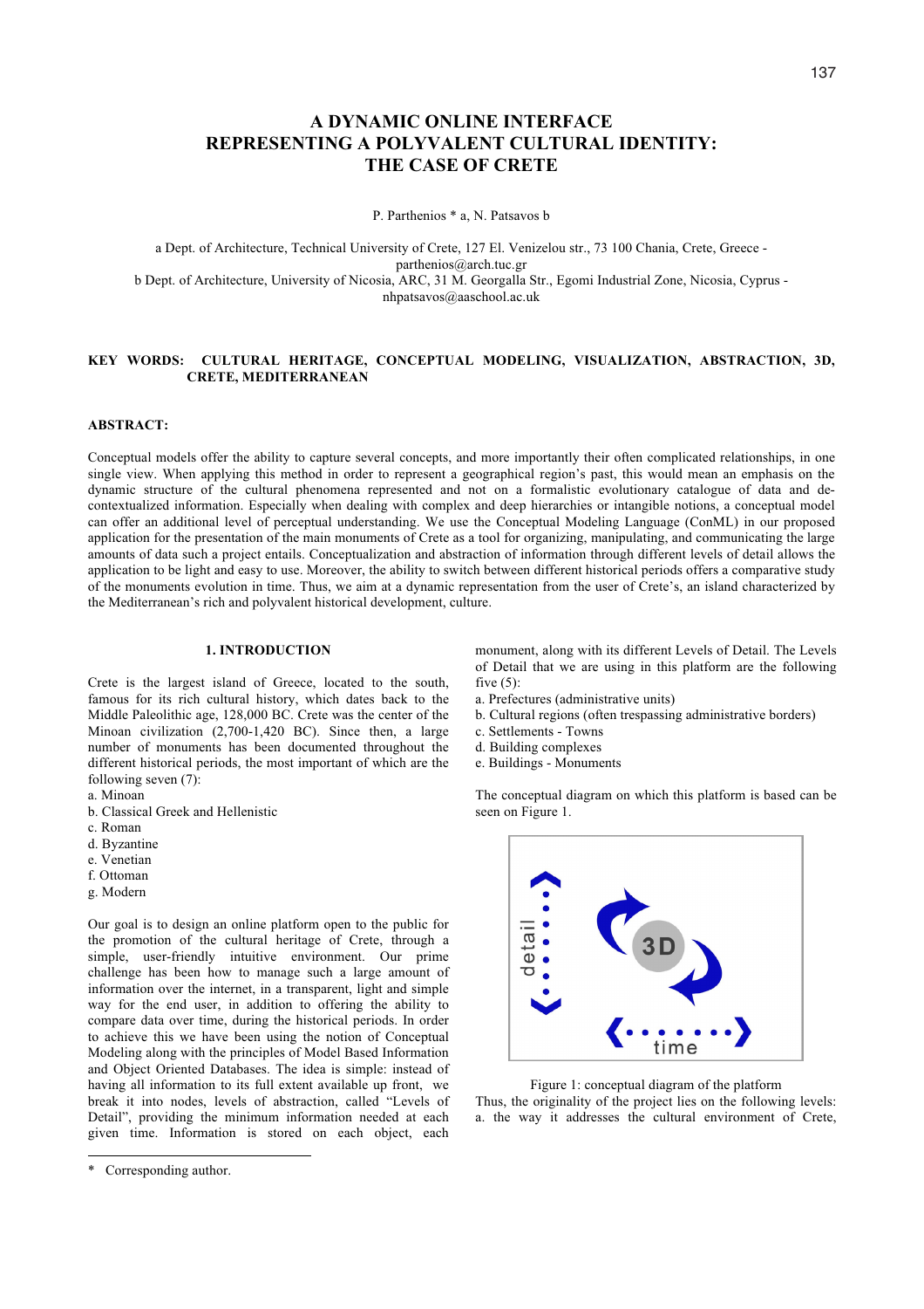# A DYNAMIC ONLINE INTERFACE REPRESENTING A POLYVALENT CULTURAL IDENTITY: THE CASE OF CRETE

P. Parthenios * a, N. Patsavos b

a Dept. of Architecture, Technical University of Crete, 127 El. Venizelou str., 73 100 Chania, Crete, Greece - parthenios@arch.tuc.gr

b Dept. of Architecture, University of Nicosia, ARC, 31 M. Georgalla Str., Egomi Industrial Zone, Nicosia, Cyprus - nhpatsavos@aaschool.ac.uk

**KEY WORDS:** CULTURAL HERITAGE, CONCEPTUAL MODELING, VISUALIZATION, ABSTRACTION, 3D, CRETE, MEDITERRANEAN

**ABSTRACT:**

Conceptual models offer the ability to capture several concepts, and more importantly their often complicated relationships, in one single view. When applying this method in order to represent a geographical region's past, this would mean an emphasis on the dynamic structure of the cultural phenomena represented and not on a formalistic evolutionary catalogue of data and de-contextualized information. Especially when dealing with complex and deep hierarchies or intangible notions, a conceptual model can offer an additional level of perceptual understanding. We use the Conceptual Modeling Language (ConML) in our proposed application for the presentation of the main monuments of Crete as a tool for organizing, manipulating, and communicating the large amounts of data such a project entails. Conceptualization and abstraction of information through different levels of detail allows the application to be light and easy to use. Moreover, the ability to switch between different historical periods offers a comparative study of the monuments evolution in time. Thus, we aim at a dynamic representation from the user of Crete's, an island characterized by the Mediterranean's rich and polyvalent historical development, culture.

## 1. INTRODUCTION

Crete is the largest island of Greece, located to the south, famous for its rich cultural history, which dates back to the Middle Paleolithic age, 128,000 BC. Crete was the center of the Minoan civilization (2,700-1,420 BC). Since then, a large number of monuments has been documented throughout the different historical periods, the most important of which are the following seven (7):

a. Minoan
b. Classical Greek and Hellenistic
c. Roman
d. Byzantine
e. Venetian
f. Ottoman
g. Modern

Our goal is to design an online platform open to the public for the promotion of the cultural heritage of Crete, through a simple, user-friendly intuitive environment. Our prime challenge has been how to manage such a large amount of information over the internet, in a transparent, light and simple way for the end user, in addition to offering the ability to compare data over time, during the historical periods. In order to achieve this we have been using the notion of Conceptual Modeling along with the principles of Model Based Information and Object Oriented Databases. The idea is simple: instead of having all information to its full extent available up front, we break it into nodes, levels of abstraction, called "Levels of Detail", providing the minimum information needed at each given time. Information is stored on each object, each monument, along with its different Levels of Detail. The Levels of Detail that we are using in this platform are the following five (5):

a. Prefectures (administrative units)
b. Cultural regions (often trespassing administrative borders)
c. Settlements - Towns
d. Building complexes
e. Buildings - Monuments

The conceptual diagram on which this platform is based can be seen on Figure 1.

Figure 1: conceptual diagram of the platform

Thus, the originality of the project lies on the following levels:
a. the way it addresses the cultural environment of Crete,

\* Corresponding author.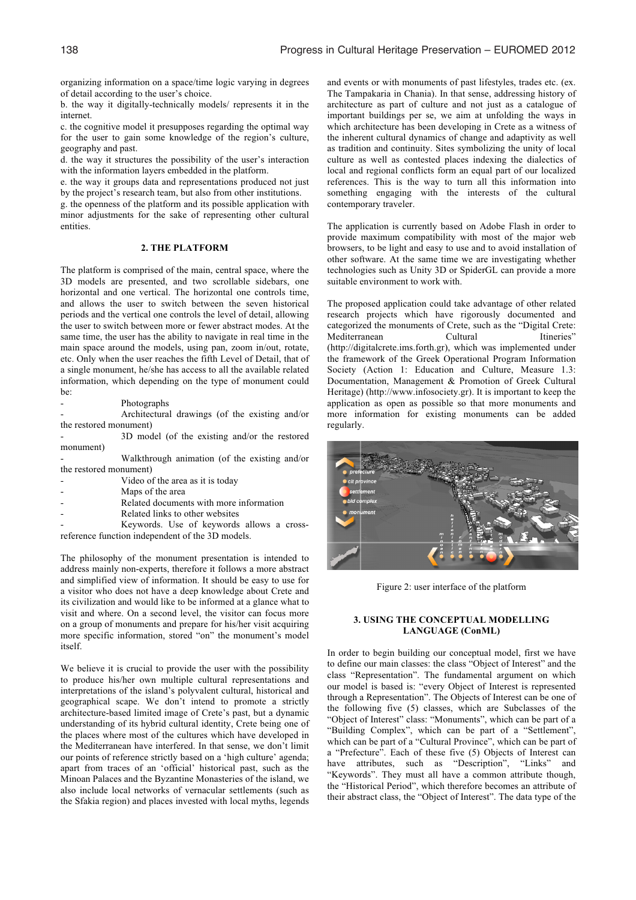organizing information on a space/time logic varying in degrees of detail according to the user's choice.

b. the way it digitally-technically models/ represents it in the internet.

c. the cognitive model it presupposes regarding the optimal way for the user to gain some knowledge of the region's culture, geography and past.

d. the way it structures the possibility of the user's interaction with the information layers embedded in the platform.

e. the way it groups data and representations produced not just by the project's research team, but also from other institutions.

g. the openness of the platform and its possible application with minor adjustments for the sake of representing other cultural entities.

## 2. THE PLATFORM

The platform is comprised of the main, central space, where the 3D models are presented, and two scrollable sidebars, one horizontal and one vertical. The horizontal one controls time, and allows the user to switch between the seven historical periods and the vertical one controls the level of detail, allowing the user to switch between more or fewer abstract modes. At the same time, the user has the ability to navigate in real time in the main space around the models, using pan, zoom in/out, rotate, etc. Only when the user reaches the fifth Level of Detail, that of a single monument, he/she has access to all the available related information, which depending on the type of monument could be:

- Photographs
- Architectural drawings (of the existing and/or the restored monument)
- 3D model (of the existing and/or the restored monument)
- Walkthrough animation (of the existing and/or the restored monument)
- Video of the area as it is today
- Maps of the area
- Related documents with more information
- Related links to other websites
- Keywords. Use of keywords allows a cross-reference function independent of the 3D models.

The philosophy of the monument presentation is intended to address mainly non-experts, therefore it follows a more abstract and simplified view of information. It should be easy to use for a visitor who does not have a deep knowledge about Crete and its civilization and would like to be informed at a glance what to visit and where. On a second level, the visitor can focus more on a group of monuments and prepare for his/her visit acquiring more specific information, stored "on" the monument's model itself.

We believe it is crucial to provide the user with the possibility to produce his/her own multiple cultural representations and interpretations of the island's polyvalent cultural, historical and geographical scape. We don't intend to promote a strictly architecture-based limited image of Crete's past, but a dynamic understanding of its hybrid cultural identity, Crete being one of the places where most of the cultures which have developed in the Mediterranean have interfered. In that sense, we don't limit our points of reference strictly based on a 'high culture' agenda; apart from traces of an 'official' historical past, such as the Minoan Palaces and the Byzantine Monasteries of the island, we also include local networks of vernacular settlements (such as the Sfakia region) and places invested with local myths, legends and events or with monuments of past lifestyles, trades etc. (ex. The Tampakaria in Chania). In that sense, addressing history of architecture as part of culture and not just as a catalogue of important buildings per se, we aim at unfolding the ways in which architecture has been developing in Crete as a witness of the inherent cultural dynamics of change and adaptivity as well as tradition and continuity. Sites symbolizing the unity of local culture as well as contested places indexing the dialectics of local and regional conflicts form an equal part of our localized references. This is the way to turn all this information into something engaging with the interests of the cultural contemporary traveler.

The application is currently based on Adobe Flash in order to provide maximum compatibility with most of the major web browsers, to be light and easy to use and to avoid installation of other software. At the same time we are investigating whether technologies such as Unity 3D or SpiderGL can provide a more suitable environment to work with.

The proposed application could take advantage of other related research projects which have rigorously documented and categorized the monuments of Crete, such as the "Digital Crete: Mediterranean Cultural Itineries" (http://digitalcrete.ims.forth.gr), which was implemented under the framework of the Greek Operational Program Information Society (Action 1: Education and Culture, Measure 1.3: Documentation, Management & Promotion of Greek Cultural Heritage) (http://www.infosociety.gr). It is important to keep the application as open as possible so that more monuments and more information for existing monuments can be added regularly.

Figure 2: user interface of the platform

## 3. USING THE CONCEPTUAL MODELLING LANGUAGE (ConML)

In order to begin building our conceptual model, first we have to define our main classes: the class "Object of Interest" and the class "Representation". The fundamental argument on which our model is based is: "every Object of Interest is represented through a Representation". The Objects of Interest can be one of the following five (5) classes, which are Subclasses of the "Object of Interest" class: "Monuments", which can be part of a "Building Complex", which can be part of a "Settlement", which can be part of a "Cultural Province", which can be part of a "Prefecture". Each of these five (5) Objects of Interest can have attributes, such as "Description", "Links" and "Keywords". They must all have a common attribute though, the "Historical Period", which therefore becomes an attribute of their abstract class, the "Object of Interest". The data type of the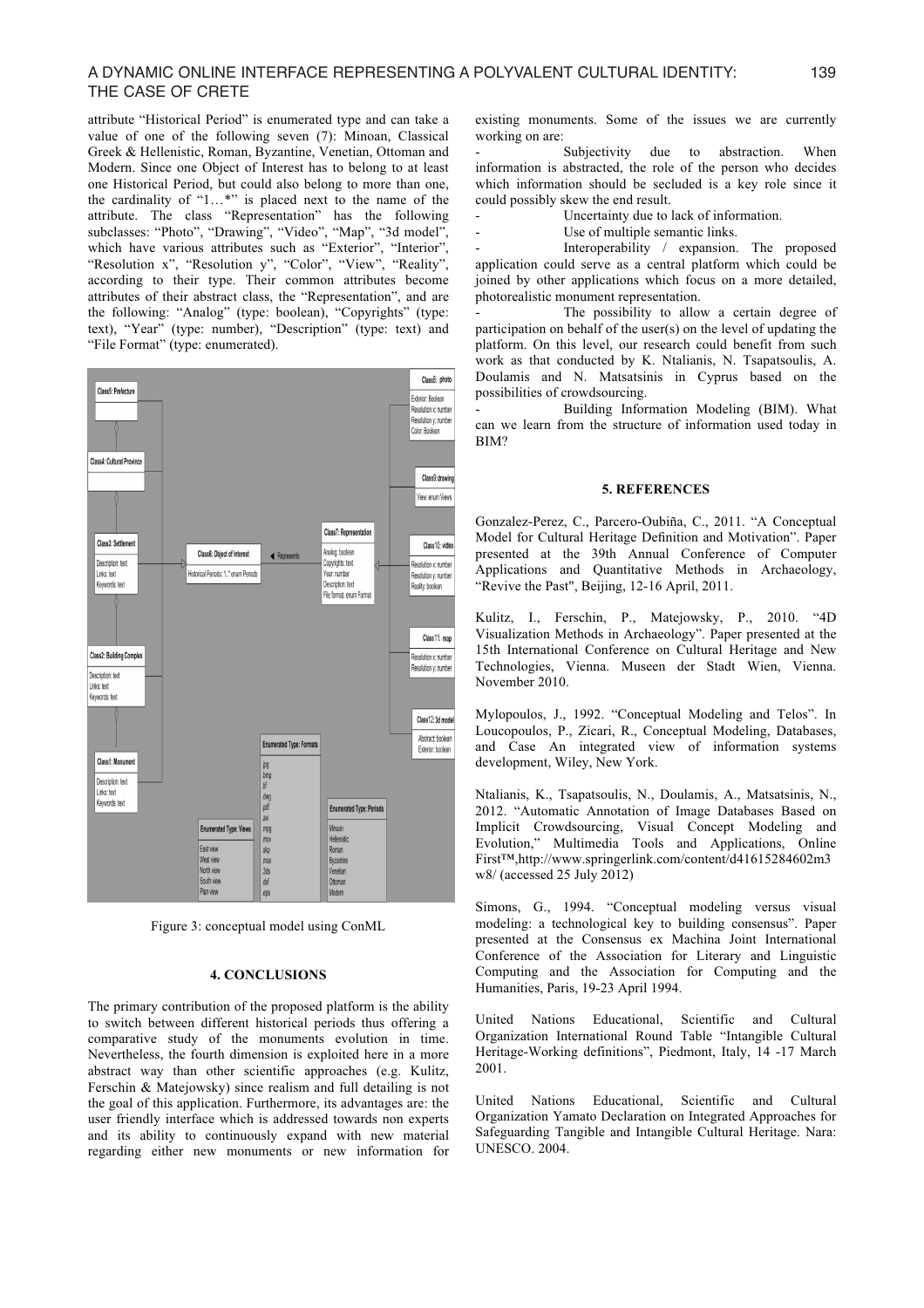attribute "Historical Period" is enumerated type and can take a value of one of the following seven (7): Minoan, Classical Greek & Hellenistic, Roman, Byzantine, Venetian, Ottoman and Modern. Since one Object of Interest has to belong to at least one Historical Period, but could also belong to more than one, the cardinality of "1…*" is placed next to the name of the attribute. The class "Representation" has the following subclasses: "Photo", "Drawing", "Video", "Map", "3d model", which have various attributes such as "Exterior", "Interior", "Resolution x", "Resolution y", "Color", "View", "Reality", according to their type. Their common attributes become attributes of their abstract class, the "Representation", and are the following: "Analog" (type: boolean), "Copyrights" (type: text), "Year" (type: number), "Description" (type: text) and "File Format" (type: enumerated).

Figure 3: conceptual model using ConML

## 4. CONCLUSIONS

The primary contribution of the proposed platform is the ability to switch between different historical periods thus offering a comparative study of the monuments evolution in time. Nevertheless, the fourth dimension is exploited here in a more abstract way than other scientific approaches (e.g. Kulitz, Ferschin & Matejowsky) since realism and full detailing is not the goal of this application. Furthermore, its advantages are: the user friendly interface which is addressed towards non experts and its ability to continuously expand with new material regarding either new monuments or new information for existing monuments. Some of the issues we are currently working on are:

- Subjectivity due to abstraction. When information is abstracted, the role of the person who decides which information should be secluded is a key role since it could possibly skew the end result.
- Uncertainty due to lack of information.
- Use of multiple semantic links.
- Interoperability / expansion. The proposed application could serve as a central platform which could be joined by other applications which focus on a more detailed, photorealistic monument representation.
- The possibility to allow a certain degree of participation on behalf of the user(s) on the level of updating the platform. On this level, our research could benefit from such work as that conducted by K. Ntalianis, N. Tsapatsoulis, A. Doulamis and N. Matsatsinis in Cyprus based on the possibilities of crowdsourcing.
- Building Information Modeling (BIM). What can we learn from the structure of information used today in BIM?

## 5. REFERENCES

Gonzalez-Perez, C., Parcero-Oubiña, C., 2011. "A Conceptual Model for Cultural Heritage Definition and Motivation". Paper presented at the 39th Annual Conference of Computer Applications and Quantitative Methods in Archaeology, "Revive the Past", Beijing, 12-16 April, 2011.

Kulitz, I., Ferschin, P., Matejowsky, P., 2010. "4D Visualization Methods in Archaeology". Paper presented at the 15th International Conference on Cultural Heritage and New Technologies, Vienna. Museen der Stadt Wien, Vienna. November 2010.

Mylopoulos, J., 1992. "Conceptual Modeling and Telos". In Loucopoulos, P., Zicari, R., Conceptual Modeling, Databases, and Case An integrated view of information systems development, Wiley, New York.

Ntalianis, K., Tsapatsoulis, N., Doulamis, A., Matsatsinis, N., 2012. "Automatic Annotation of Image Databases Based on Implicit Crowdsourcing, Visual Concept Modeling and Evolution," Multimedia Tools and Applications, Online First™,http://www.springerlink.com/content/d41615284602m3w8/ (accessed 25 July 2012)

Simons, G., 1994. "Conceptual modeling versus visual modeling: a technological key to building consensus". Paper presented at the Consensus ex Machina Joint International Conference of the Association for Literary and Linguistic Computing and the Association for Computing and the Humanities, Paris, 19-23 April 1994.

United Nations Educational, Scientific and Cultural Organization International Round Table "Intangible Cultural Heritage-Working definitions", Piedmont, Italy, 14 -17 March 2001.

United Nations Educational, Scientific and Cultural Organization Yamato Declaration on Integrated Approaches for Safeguarding Tangible and Intangible Cultural Heritage. Nara: UNESCO. 2004.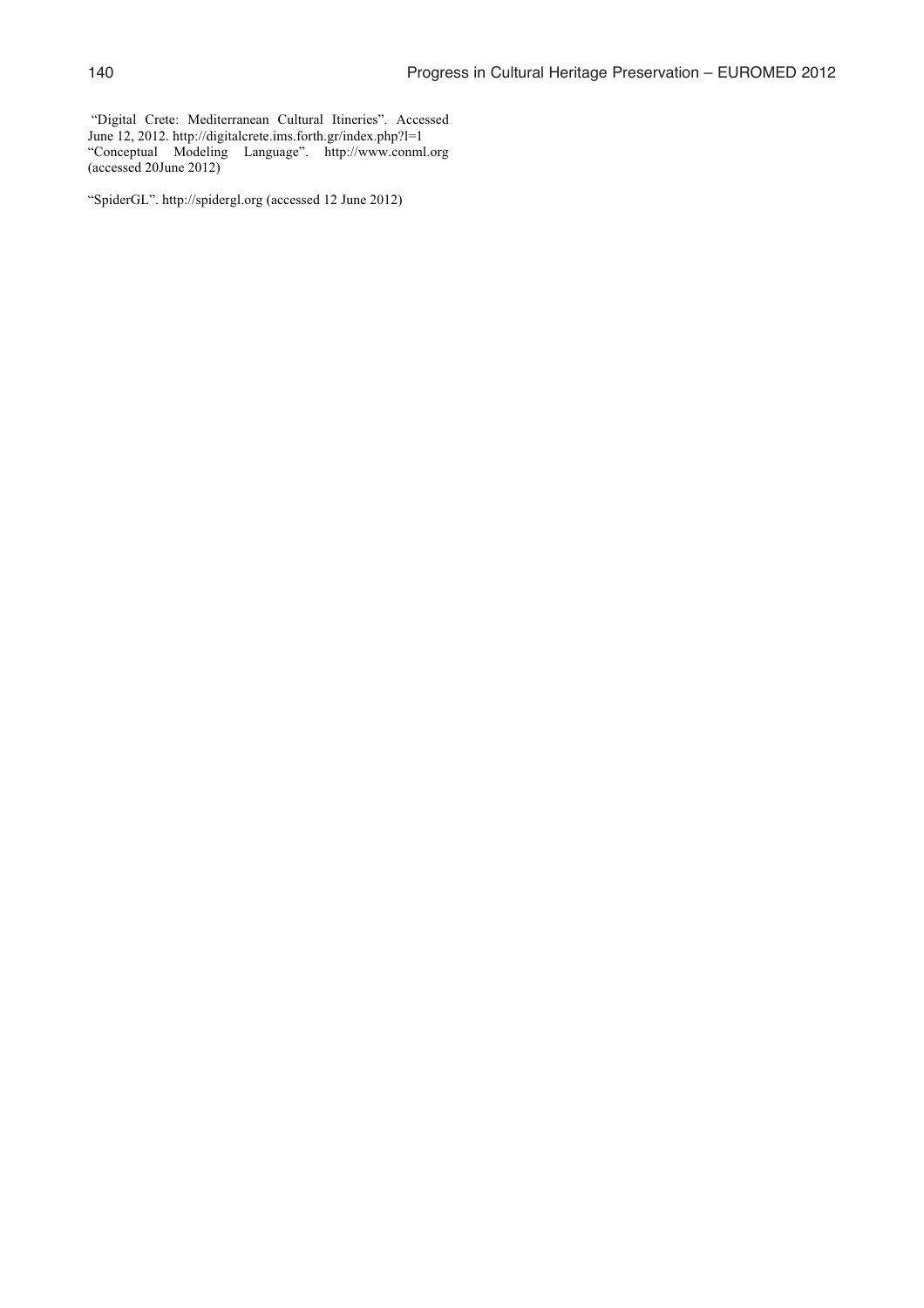"Digital Crete: Mediterranean Cultural Itineries". Accessed June 12, 2012. http://digitalcrete.ims.forth.gr/index.php?l=1

"Conceptual Modeling Language". http://www.conml.org (accessed 20June 2012)

"SpiderGL". http://spidergl.org (accessed 12 June 2012)